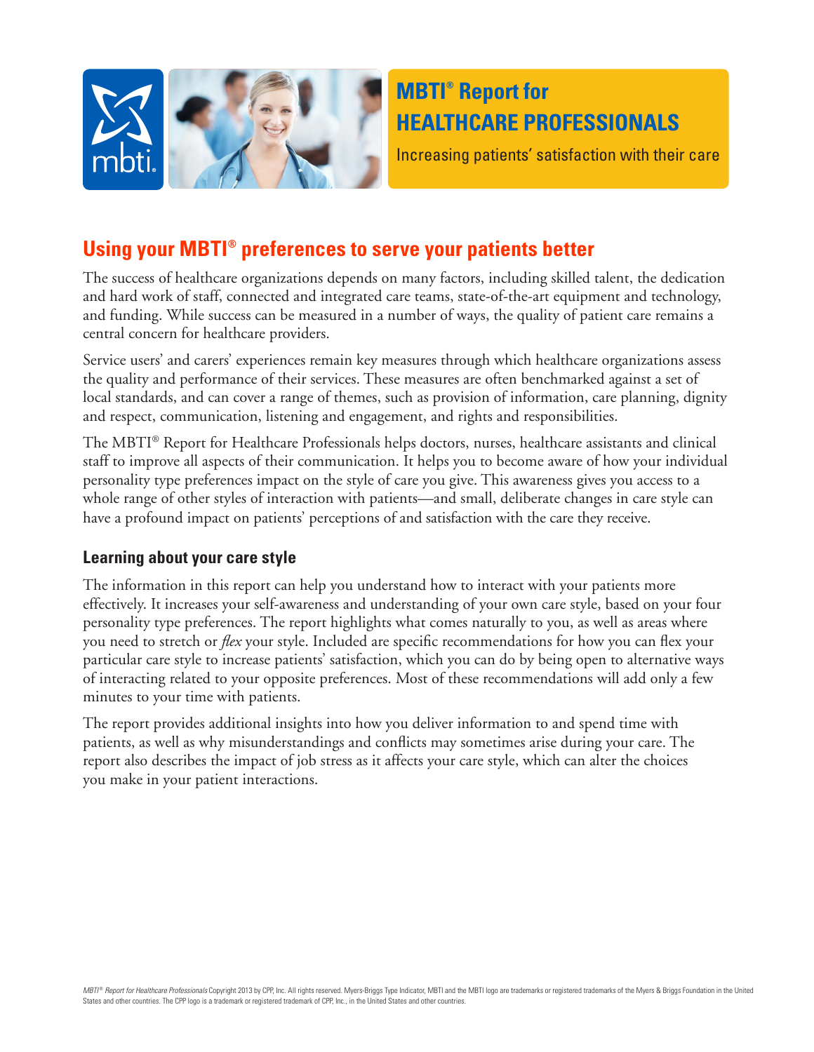# MBTI® Report for HEALTHCARE PROFESSIONALS

Increasing patients' satisfaction with their care

## Using your MBTI® preferences to serve your patients better

The success of healthcare organizations depends on many factors, including skilled talent, the dedication and hard work of staff, connected and integrated care teams, state-of-the-art equipment and technology, and funding. While success can be measured in a number of ways, the quality of patient care remains a central concern for healthcare providers.

Service users' and carers' experiences remain key measures through which healthcare organizations assess the quality and performance of their services. These measures are often benchmarked against a set of local standards, and can cover a range of themes, such as provision of information, care planning, dignity and respect, communication, listening and engagement, and rights and responsibilities.

The MBTI® Report for Healthcare Professionals helps doctors, nurses, healthcare assistants and clinical staff to improve all aspects of their communication. It helps you to become aware of how your individual personality type preferences impact on the style of care you give. This awareness gives you access to a whole range of other styles of interaction with patients—and small, deliberate changes in care style can have a profound impact on patients' perceptions of and satisfaction with the care they receive.

### Learning about your care style

The information in this report can help you understand how to interact with your patients more effectively. It increases your self-awareness and understanding of your own care style, based on your four personality type preferences. The report highlights what comes naturally to you, as well as areas where you need to stretch or *flex* your style. Included are specific recommendations for how you can flex your particular care style to increase patients' satisfaction, which you can do by being open to alternative ways of interacting related to your opposite preferences. Most of these recommendations will add only a few minutes to your time with patients.

The report provides additional insights into how you deliver information to and spend time with patients, as well as why misunderstandings and conflicts may sometimes arise during your care. The report also describes the impact of job stress as it affects your care style, which can alter the choices you make in your patient interactions.

*MBTI® Report for Healthcare Professionals* Copyright 2013 by CPP, Inc. All rights reserved. Myers-Briggs Type Indicator, MBTI and the MBTI logo are trademarks or registered trademarks of the Myers & Briggs Foundation in the United States and other countries. The CPP logo is a trademark or registered trademark of CPP, Inc., in the United States and other countries.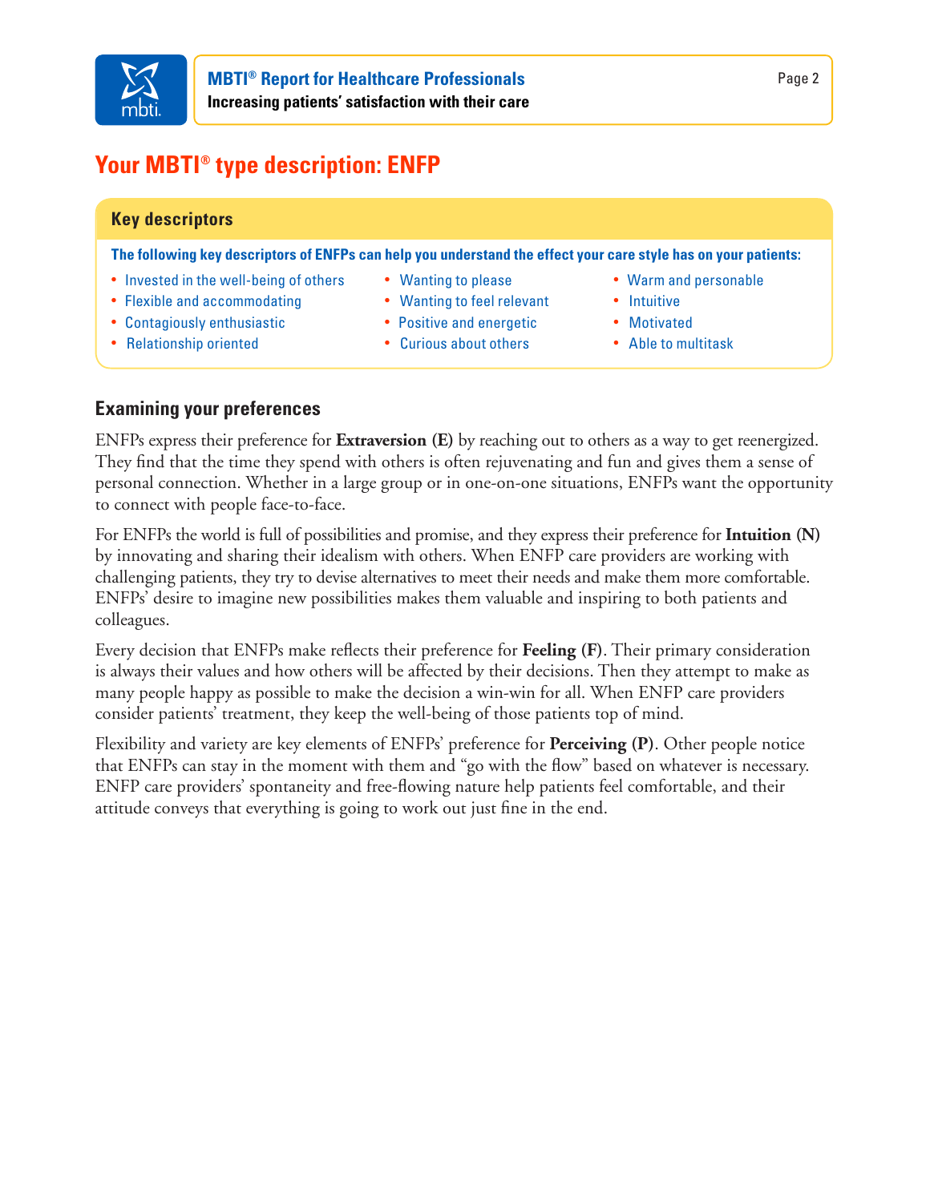# Your MBTI® type description: ENFP

## Key descriptors

**The following key descriptors of ENFPs can help you understand the effect your care style has on your patients:**

- Invested in the well-being of others
- Flexible and accommodating
- Contagiously enthusiastic
- Relationship oriented
- Wanting to please
- Wanting to feel relevant
- Positive and energetic
- Curious about others
- Warm and personable
- Intuitive
- Motivated
- Able to multitask

## Examining your preferences

ENFPs express their preference for **Extraversion (E)** by reaching out to others as a way to get reenergized. They find that the time they spend with others is often rejuvenating and fun and gives them a sense of personal connection. Whether in a large group or in one-on-one situations, ENFPs want the opportunity to connect with people face-to-face.

For ENFPs the world is full of possibilities and promise, and they express their preference for **Intuition (N)** by innovating and sharing their idealism with others. When ENFP care providers are working with challenging patients, they try to devise alternatives to meet their needs and make them more comfortable. ENFPs' desire to imagine new possibilities makes them valuable and inspiring to both patients and colleagues.

Every decision that ENFPs make reflects their preference for **Feeling (F)**. Their primary consideration is always their values and how others will be affected by their decisions. Then they attempt to make as many people happy as possible to make the decision a win-win for all. When ENFP care providers consider patients' treatment, they keep the well-being of those patients top of mind.

Flexibility and variety are key elements of ENFPs' preference for **Perceiving (P)**. Other people notice that ENFPs can stay in the moment with them and "go with the flow" based on whatever is necessary. ENFP care providers' spontaneity and free-flowing nature help patients feel comfortable, and their attitude conveys that everything is going to work out just fine in the end.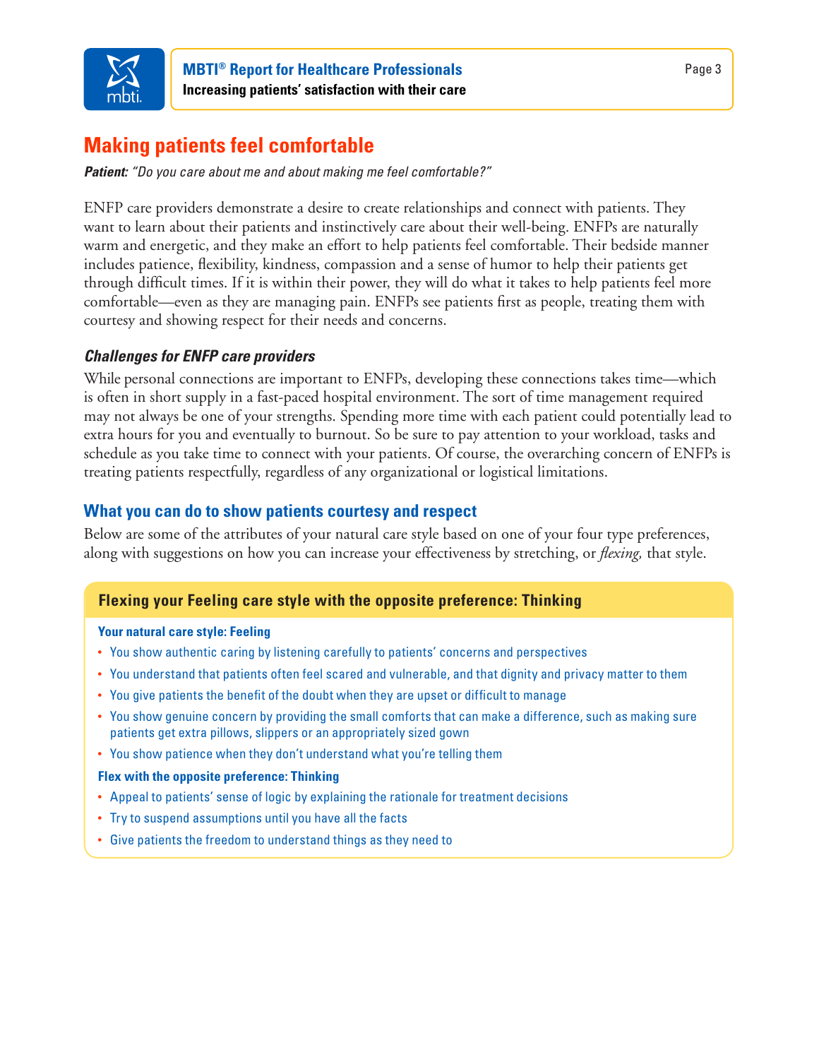## Making patients feel comfortable

***Patient:*** *"Do you care about me and about making me feel comfortable?"*

ENFP care providers demonstrate a desire to create relationships and connect with patients. They want to learn about their patients and instinctively care about their well-being. ENFPs are naturally warm and energetic, and they make an effort to help patients feel comfortable. Their bedside manner includes patience, flexibility, kindness, compassion and a sense of humor to help their patients get through difficult times. If it is within their power, they will do what it takes to help patients feel more comfortable—even as they are managing pain. ENFPs see patients first as people, treating them with courtesy and showing respect for their needs and concerns.

### *Challenges for ENFP care providers*

While personal connections are important to ENFPs, developing these connections takes time—which is often in short supply in a fast-paced hospital environment. The sort of time management required may not always be one of your strengths. Spending more time with each patient could potentially lead to extra hours for you and eventually to burnout. So be sure to pay attention to your workload, tasks and schedule as you take time to connect with your patients. Of course, the overarching concern of ENFPs is treating patients respectfully, regardless of any organizational or logistical limitations.

### What you can do to show patients courtesy and respect

Below are some of the attributes of your natural care style based on one of your four type preferences, along with suggestions on how you can increase your effectiveness by stretching, or *flexing,* that style.

#### Flexing your Feeling care style with the opposite preference: Thinking

**Your natural care style: Feeling**

- You show authentic caring by listening carefully to patients' concerns and perspectives
- You understand that patients often feel scared and vulnerable, and that dignity and privacy matter to them
- You give patients the benefit of the doubt when they are upset or difficult to manage
- You show genuine concern by providing the small comforts that can make a difference, such as making sure patients get extra pillows, slippers or an appropriately sized gown
- You show patience when they don't understand what you're telling them

**Flex with the opposite preference: Thinking**

- Appeal to patients' sense of logic by explaining the rationale for treatment decisions
- Try to suspend assumptions until you have all the facts
- Give patients the freedom to understand things as they need to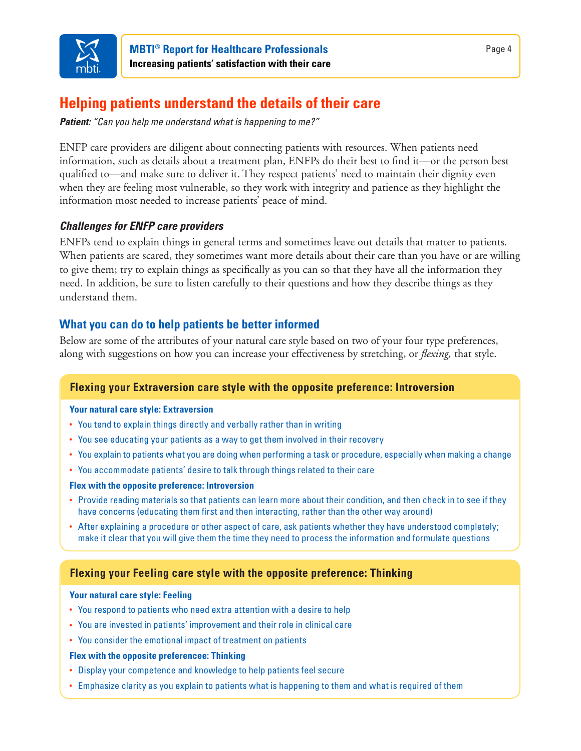## Helping patients understand the details of their care

***Patient:*** *"Can you help me understand what is happening to me?"*

ENFP care providers are diligent about connecting patients with resources. When patients need information, such as details about a treatment plan, ENFPs do their best to find it—or the person best qualified to—and make sure to deliver it. They respect patients' need to maintain their dignity even when they are feeling most vulnerable, so they work with integrity and patience as they highlight the information most needed to increase patients' peace of mind.

### *Challenges for ENFP care providers*

ENFPs tend to explain things in general terms and sometimes leave out details that matter to patients. When patients are scared, they sometimes want more details about their care than you have or are willing to give them; try to explain things as specifically as you can so that they have all the information they need. In addition, be sure to listen carefully to their questions and how they describe things as they understand them.

### What you can do to help patients be better informed

Below are some of the attributes of your natural care style based on two of your four type preferences, along with suggestions on how you can increase your effectiveness by stretching, or *flexing,* that style.

#### Flexing your Extraversion care style with the opposite preference: Introversion

**Your natural care style: Extraversion**

- You tend to explain things directly and verbally rather than in writing
- You see educating your patients as a way to get them involved in their recovery
- You explain to patients what you are doing when performing a task or procedure, especially when making a change
- You accommodate patients' desire to talk through things related to their care

**Flex with the opposite preference: Introversion**

- Provide reading materials so that patients can learn more about their condition, and then check in to see if they have concerns (educating them first and then interacting, rather than the other way around)
- After explaining a procedure or other aspect of care, ask patients whether they have understood completely; make it clear that you will give them the time they need to process the information and formulate questions

#### Flexing your Feeling care style with the opposite preference: Thinking

**Your natural care style: Feeling**

- You respond to patients who need extra attention with a desire to help
- You are invested in patients' improvement and their role in clinical care
- You consider the emotional impact of treatment on patients

**Flex with the opposite preferencee: Thinking**

- Display your competence and knowledge to help patients feel secure
- Emphasize clarity as you explain to patients what is happening to them and what is required of them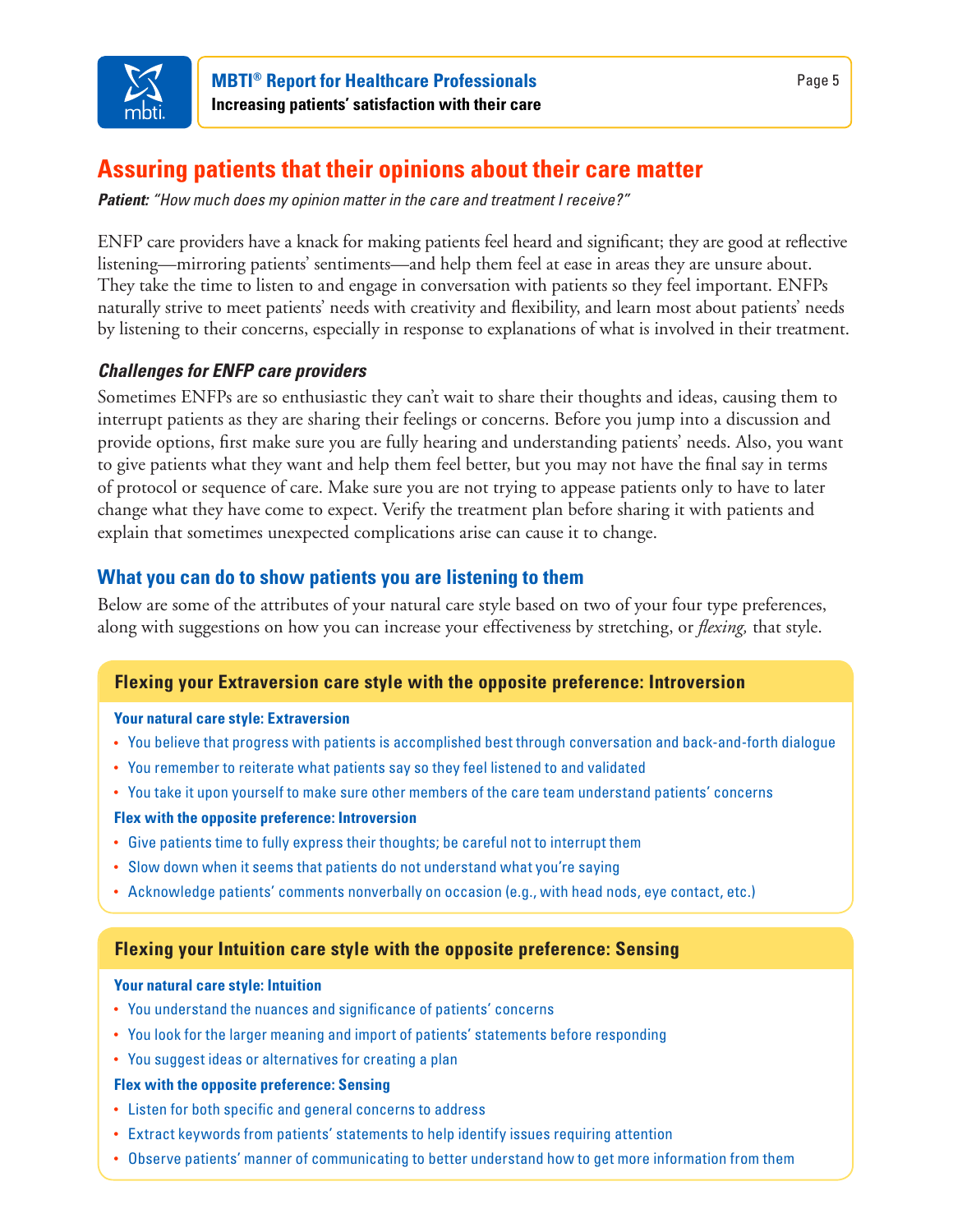## Assuring patients that their opinions about their care matter

***Patient:*** *"How much does my opinion matter in the care and treatment I receive?"*

ENFP care providers have a knack for making patients feel heard and significant; they are good at reflective listening—mirroring patients' sentiments—and help them feel at ease in areas they are unsure about. They take the time to listen to and engage in conversation with patients so they feel important. ENFPs naturally strive to meet patients' needs with creativity and flexibility, and learn most about patients' needs by listening to their concerns, especially in response to explanations of what is involved in their treatment.

### *Challenges for ENFP care providers*

Sometimes ENFPs are so enthusiastic they can't wait to share their thoughts and ideas, causing them to interrupt patients as they are sharing their feelings or concerns. Before you jump into a discussion and provide options, first make sure you are fully hearing and understanding patients' needs. Also, you want to give patients what they want and help them feel better, but you may not have the final say in terms of protocol or sequence of care. Make sure you are not trying to appease patients only to have to later change what they have come to expect. Verify the treatment plan before sharing it with patients and explain that sometimes unexpected complications arise can cause it to change.

### What you can do to show patients you are listening to them

Below are some of the attributes of your natural care style based on two of your four type preferences, along with suggestions on how you can increase your effectiveness by stretching, or *flexing,* that style.

#### Flexing your Extraversion care style with the opposite preference: Introversion

**Your natural care style: Extraversion**

- You believe that progress with patients is accomplished best through conversation and back-and-forth dialogue
- You remember to reiterate what patients say so they feel listened to and validated
- You take it upon yourself to make sure other members of the care team understand patients' concerns

**Flex with the opposite preference: Introversion**

- Give patients time to fully express their thoughts; be careful not to interrupt them
- Slow down when it seems that patients do not understand what you're saying
- Acknowledge patients' comments nonverbally on occasion (e.g., with head nods, eye contact, etc.)

#### Flexing your Intuition care style with the opposite preference: Sensing

**Your natural care style: Intuition**

- You understand the nuances and significance of patients' concerns
- You look for the larger meaning and import of patients' statements before responding
- You suggest ideas or alternatives for creating a plan

**Flex with the opposite preference: Sensing**

- Listen for both specific and general concerns to address
- Extract keywords from patients' statements to help identify issues requiring attention
- Observe patients' manner of communicating to better understand how to get more information from them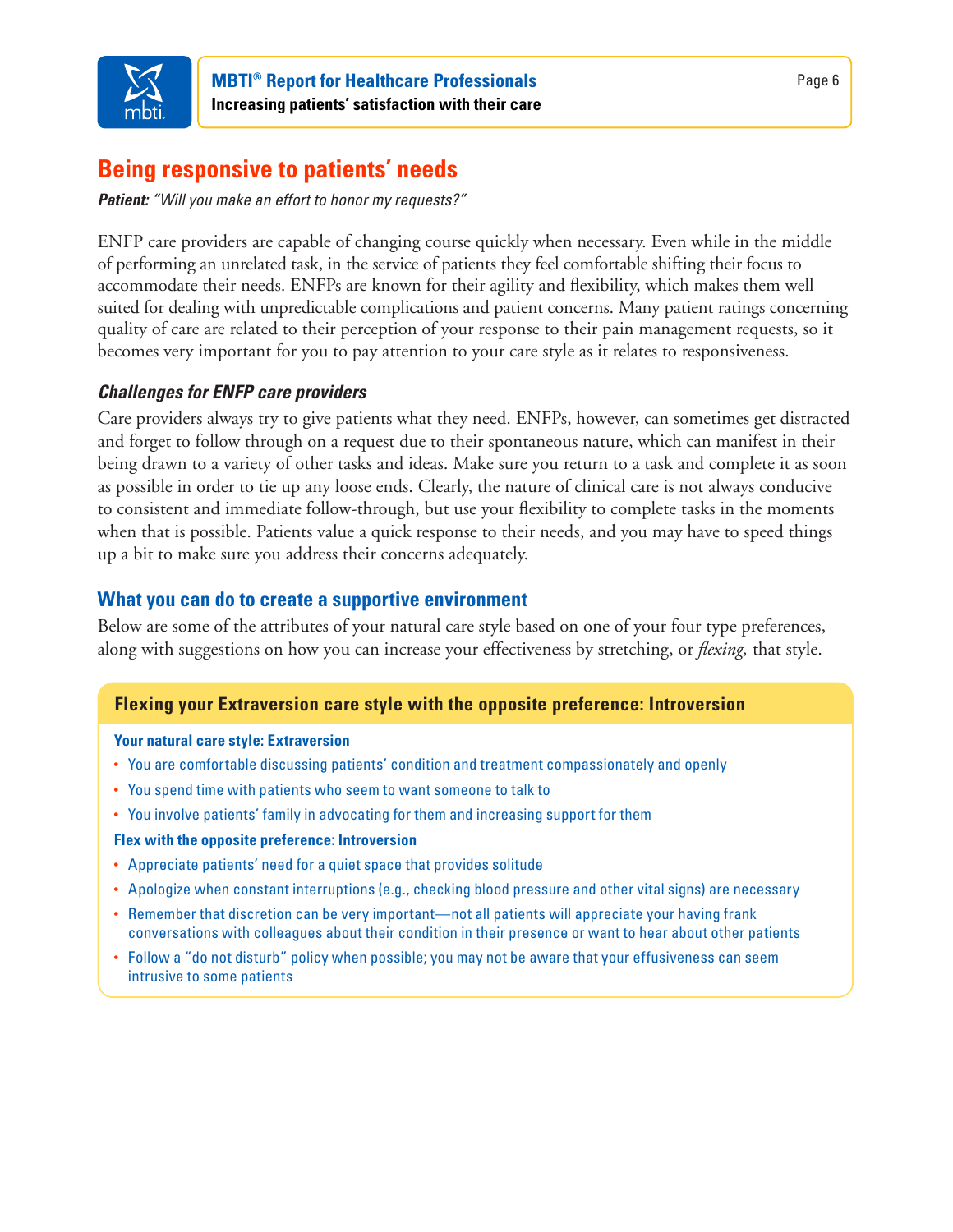## Being responsive to patients' needs

***Patient:*** *"Will you make an effort to honor my requests?"*

ENFP care providers are capable of changing course quickly when necessary. Even while in the middle of performing an unrelated task, in the service of patients they feel comfortable shifting their focus to accommodate their needs. ENFPs are known for their agility and flexibility, which makes them well suited for dealing with unpredictable complications and patient concerns. Many patient ratings concerning quality of care are related to their perception of your response to their pain management requests, so it becomes very important for you to pay attention to your care style as it relates to responsiveness.

### *Challenges for ENFP care providers*

Care providers always try to give patients what they need. ENFPs, however, can sometimes get distracted and forget to follow through on a request due to their spontaneous nature, which can manifest in their being drawn to a variety of other tasks and ideas. Make sure you return to a task and complete it as soon as possible in order to tie up any loose ends. Clearly, the nature of clinical care is not always conducive to consistent and immediate follow-through, but use your flexibility to complete tasks in the moments when that is possible. Patients value a quick response to their needs, and you may have to speed things up a bit to make sure you address their concerns adequately.

### What you can do to create a supportive environment

Below are some of the attributes of your natural care style based on one of your four type preferences, along with suggestions on how you can increase your effectiveness by stretching, or *flexing,* that style.

#### Flexing your Extraversion care style with the opposite preference: Introversion

**Your natural care style: Extraversion**

- You are comfortable discussing patients' condition and treatment compassionately and openly
- You spend time with patients who seem to want someone to talk to
- You involve patients' family in advocating for them and increasing support for them

**Flex with the opposite preference: Introversion**

- Appreciate patients' need for a quiet space that provides solitude
- Apologize when constant interruptions (e.g., checking blood pressure and other vital signs) are necessary
- Remember that discretion can be very important—not all patients will appreciate your having frank conversations with colleagues about their condition in their presence or want to hear about other patients
- Follow a "do not disturb" policy when possible; you may not be aware that your effusiveness can seem intrusive to some patients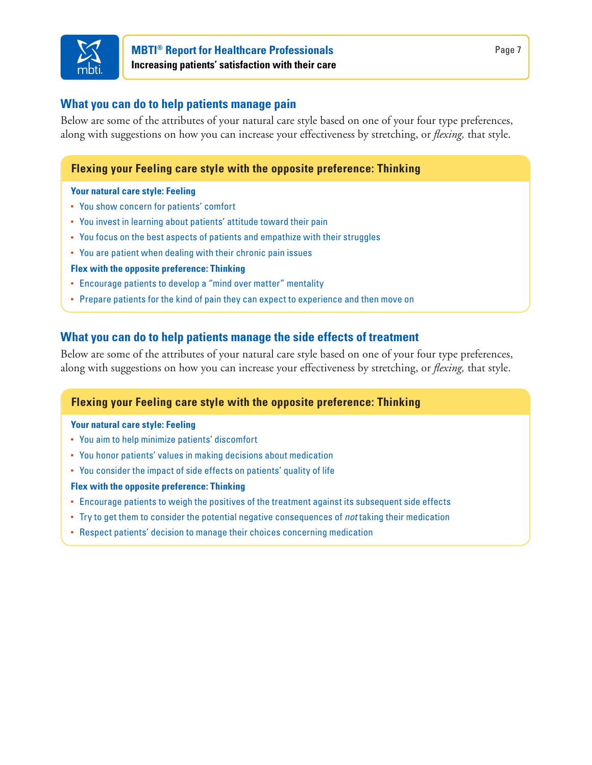## What you can do to help patients manage pain

Below are some of the attributes of your natural care style based on one of your four type preferences, along with suggestions on how you can increase your effectiveness by stretching, or *flexing,* that style.

### Flexing your Feeling care style with the opposite preference: Thinking

**Your natural care style: Feeling**

- You show concern for patients' comfort
- You invest in learning about patients' attitude toward their pain
- You focus on the best aspects of patients and empathize with their struggles
- You are patient when dealing with their chronic pain issues

**Flex with the opposite preference: Thinking**

- Encourage patients to develop a "mind over matter" mentality
- Prepare patients for the kind of pain they can expect to experience and then move on

## What you can do to help patients manage the side effects of treatment

Below are some of the attributes of your natural care style based on one of your four type preferences, along with suggestions on how you can increase your effectiveness by stretching, or *flexing,* that style.

### Flexing your Feeling care style with the opposite preference: Thinking

**Your natural care style: Feeling**

- You aim to help minimize patients' discomfort
- You honor patients' values in making decisions about medication
- You consider the impact of side effects on patients' quality of life

**Flex with the opposite preference: Thinking**

- Encourage patients to weigh the positives of the treatment against its subsequent side effects
- Try to get them to consider the potential negative consequences of *not* taking their medication
- Respect patients' decision to manage their choices concerning medication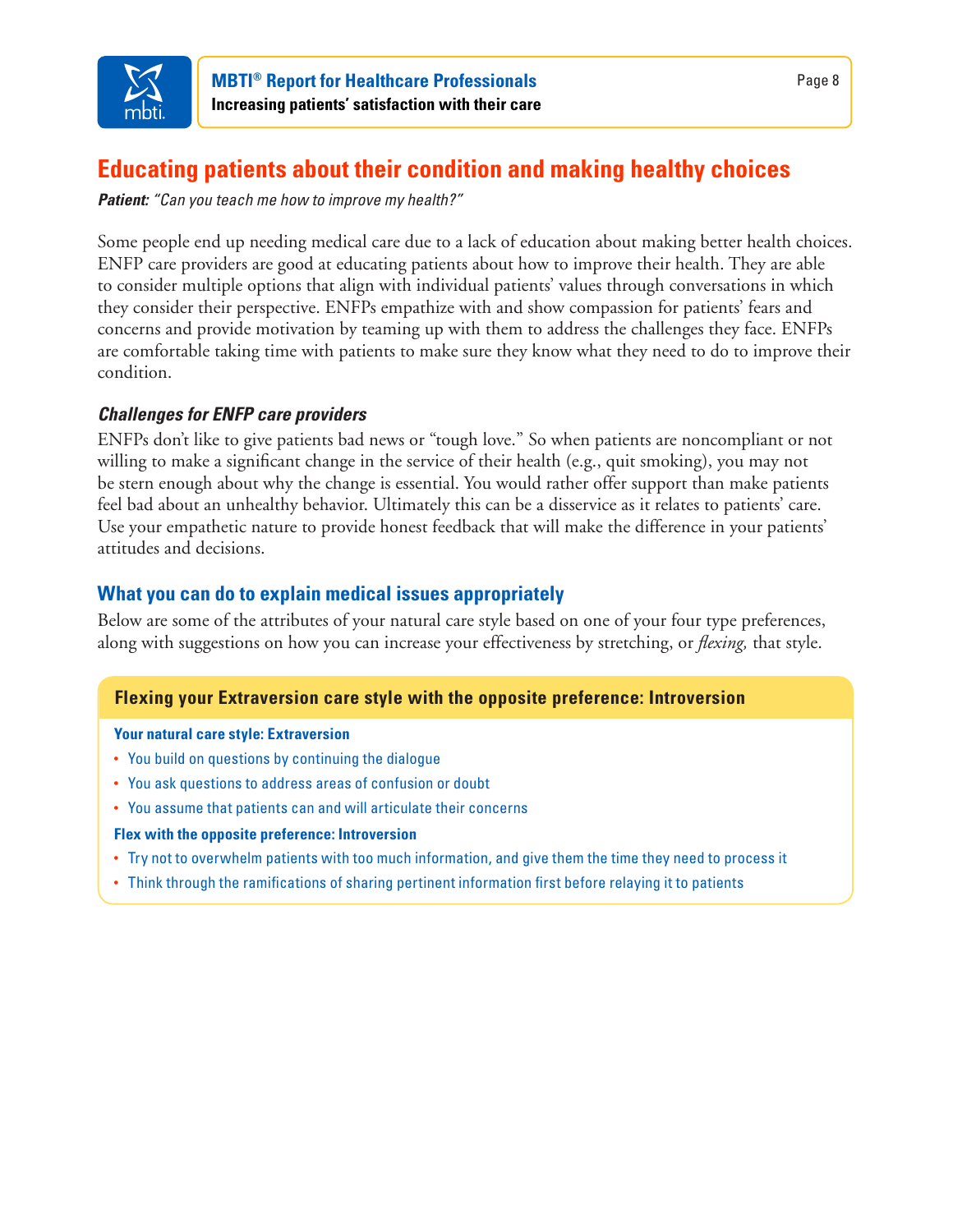## Educating patients about their condition and making healthy choices

***Patient:*** *"Can you teach me how to improve my health?"*

Some people end up needing medical care due to a lack of education about making better health choices. ENFP care providers are good at educating patients about how to improve their health. They are able to consider multiple options that align with individual patients' values through conversations in which they consider their perspective. ENFPs empathize with and show compassion for patients' fears and concerns and provide motivation by teaming up with them to address the challenges they face. ENFPs are comfortable taking time with patients to make sure they know what they need to do to improve their condition.

### *Challenges for ENFP care providers*

ENFPs don't like to give patients bad news or "tough love." So when patients are noncompliant or not willing to make a significant change in the service of their health (e.g., quit smoking), you may not be stern enough about why the change is essential. You would rather offer support than make patients feel bad about an unhealthy behavior. Ultimately this can be a disservice as it relates to patients' care. Use your empathetic nature to provide honest feedback that will make the difference in your patients' attitudes and decisions.

### What you can do to explain medical issues appropriately

Below are some of the attributes of your natural care style based on one of your four type preferences, along with suggestions on how you can increase your effectiveness by stretching, or *flexing,* that style.

#### Flexing your Extraversion care style with the opposite preference: Introversion

**Your natural care style: Extraversion**

- You build on questions by continuing the dialogue
- You ask questions to address areas of confusion or doubt
- You assume that patients can and will articulate their concerns

**Flex with the opposite preference: Introversion**

- Try not to overwhelm patients with too much information, and give them the time they need to process it
- Think through the ramifications of sharing pertinent information first before relaying it to patients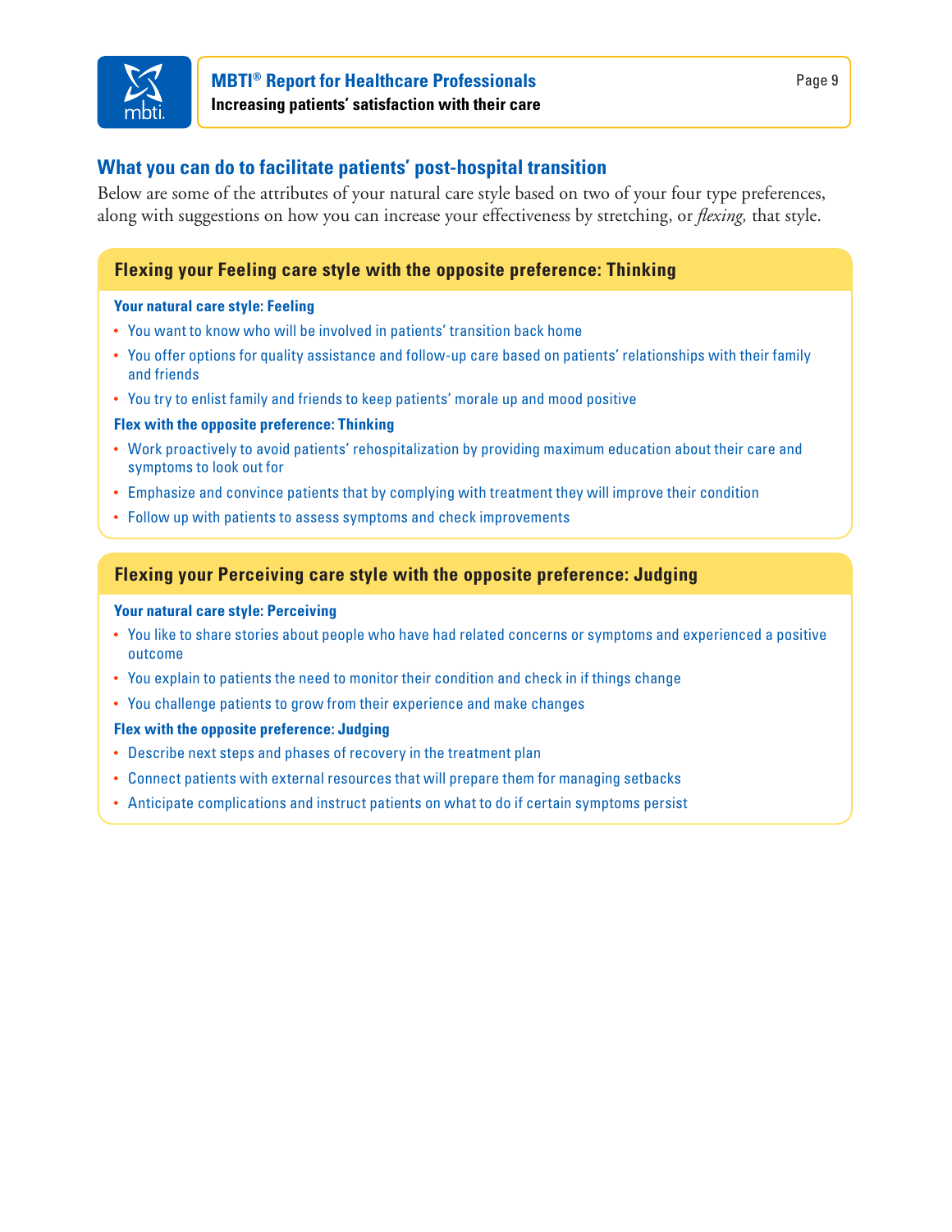## What you can do to facilitate patients' post-hospital transition

Below are some of the attributes of your natural care style based on two of your four type preferences, along with suggestions on how you can increase your effectiveness by stretching, or *flexing,* that style.

### Flexing your Feeling care style with the opposite preference: Thinking

**Your natural care style: Feeling**

- You want to know who will be involved in patients' transition back home
- You offer options for quality assistance and follow-up care based on patients' relationships with their family and friends
- You try to enlist family and friends to keep patients' morale up and mood positive

**Flex with the opposite preference: Thinking**

- Work proactively to avoid patients' rehospitalization by providing maximum education about their care and symptoms to look out for
- Emphasize and convince patients that by complying with treatment they will improve their condition
- Follow up with patients to assess symptoms and check improvements

### Flexing your Perceiving care style with the opposite preference: Judging

**Your natural care style: Perceiving**

- You like to share stories about people who have had related concerns or symptoms and experienced a positive outcome
- You explain to patients the need to monitor their condition and check in if things change
- You challenge patients to grow from their experience and make changes

**Flex with the opposite preference: Judging**

- Describe next steps and phases of recovery in the treatment plan
- Connect patients with external resources that will prepare them for managing setbacks
- Anticipate complications and instruct patients on what to do if certain symptoms persist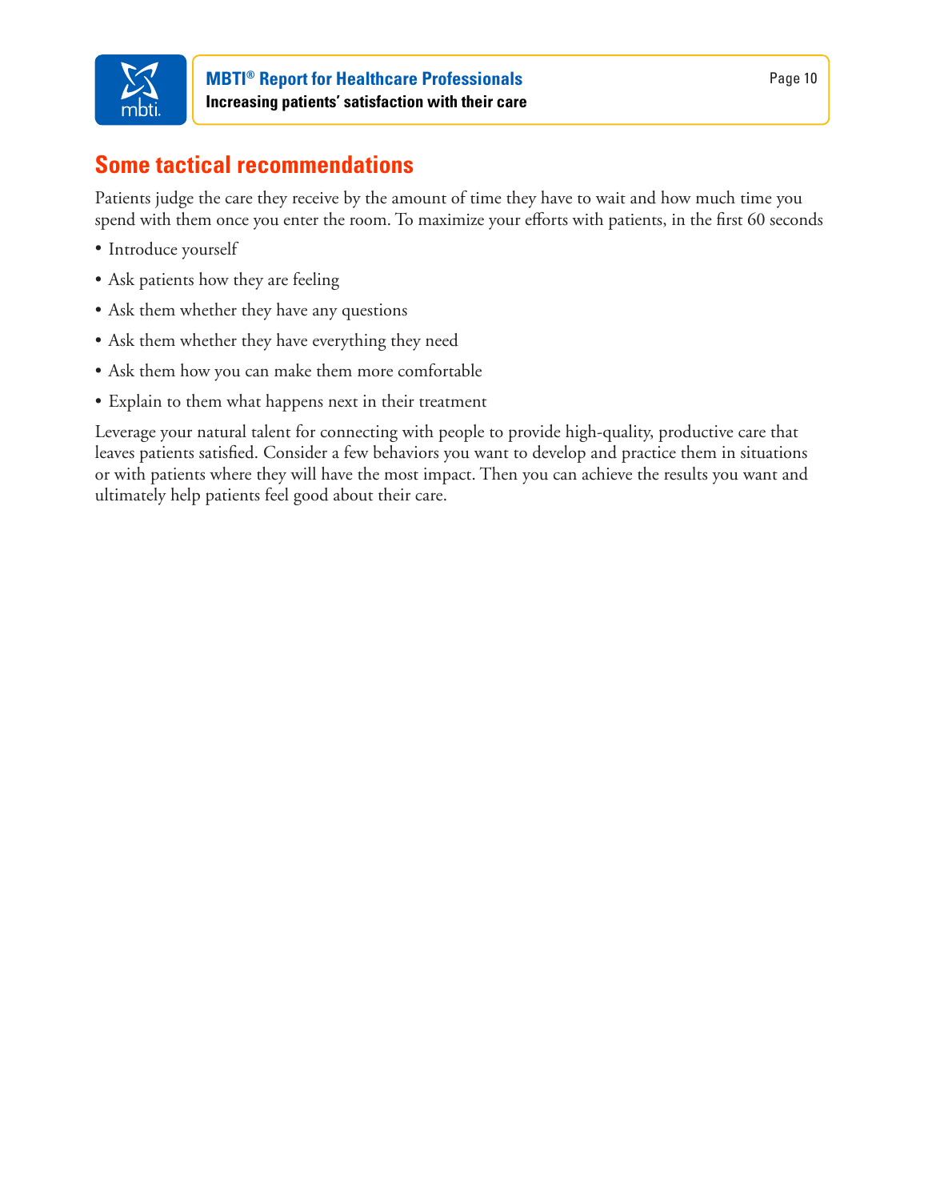## Some tactical recommendations

Patients judge the care they receive by the amount of time they have to wait and how much time you spend with them once you enter the room. To maximize your efforts with patients, in the first 60 seconds

- Introduce yourself
- Ask patients how they are feeling
- Ask them whether they have any questions
- Ask them whether they have everything they need
- Ask them how you can make them more comfortable
- Explain to them what happens next in their treatment

Leverage your natural talent for connecting with people to provide high-quality, productive care that leaves patients satisfied. Consider a few behaviors you want to develop and practice them in situations or with patients where they will have the most impact. Then you can achieve the results you want and ultimately help patients feel good about their care.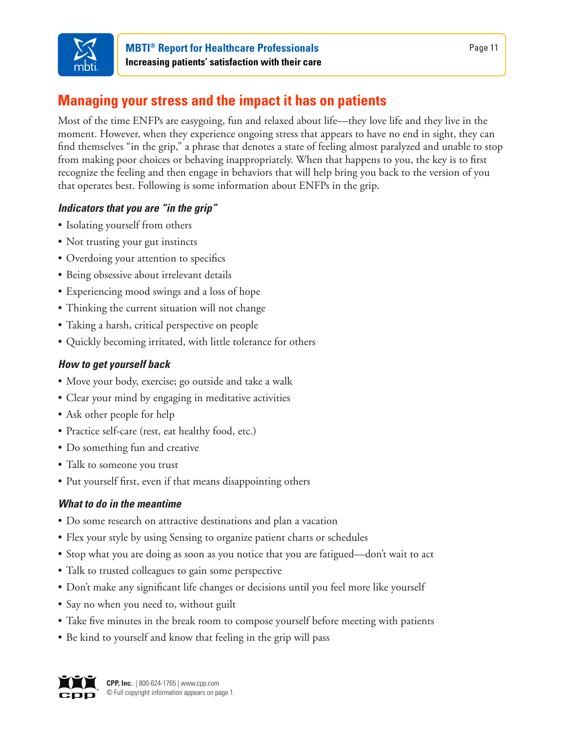## Managing your stress and the impact it has on patients

Most of the time ENFPs are easygoing, fun and relaxed about life—they love life and they live in the moment. However, when they experience ongoing stress that appears to have no end in sight, they can find themselves "in the grip," a phrase that denotes a state of feeling almost paralyzed and unable to stop from making poor choices or behaving inappropriately. When that happens to you, the key is to first recognize the feeling and then engage in behaviors that will help bring you back to the version of you that operates best. Following is some information about ENFPs in the grip.

### *Indicators that you are "in the grip"*

- Isolating yourself from others
- Not trusting your gut instincts
- Overdoing your attention to specifics
- Being obsessive about irrelevant details
- Experiencing mood swings and a loss of hope
- Thinking the current situation will not change
- Taking a harsh, critical perspective on people
- Quickly becoming irritated, with little tolerance for others

### *How to get yourself back*

- Move your body, exercise; go outside and take a walk
- Clear your mind by engaging in meditative activities
- Ask other people for help
- Practice self-care (rest, eat healthy food, etc.)
- Do something fun and creative
- Talk to someone you trust
- Put yourself first, even if that means disappointing others

### *What to do in the meantime*

- Do some research on attractive destinations and plan a vacation
- Flex your style by using Sensing to organize patient charts or schedules
- Stop what you are doing as soon as you notice that you are fatigued—don't wait to act
- Talk to trusted colleagues to gain some perspective
- Don't make any significant life changes or decisions until you feel more like yourself
- Say no when you need to, without guilt
- Take five minutes in the break room to compose yourself before meeting with patients
- Be kind to yourself and know that feeling in the grip will pass